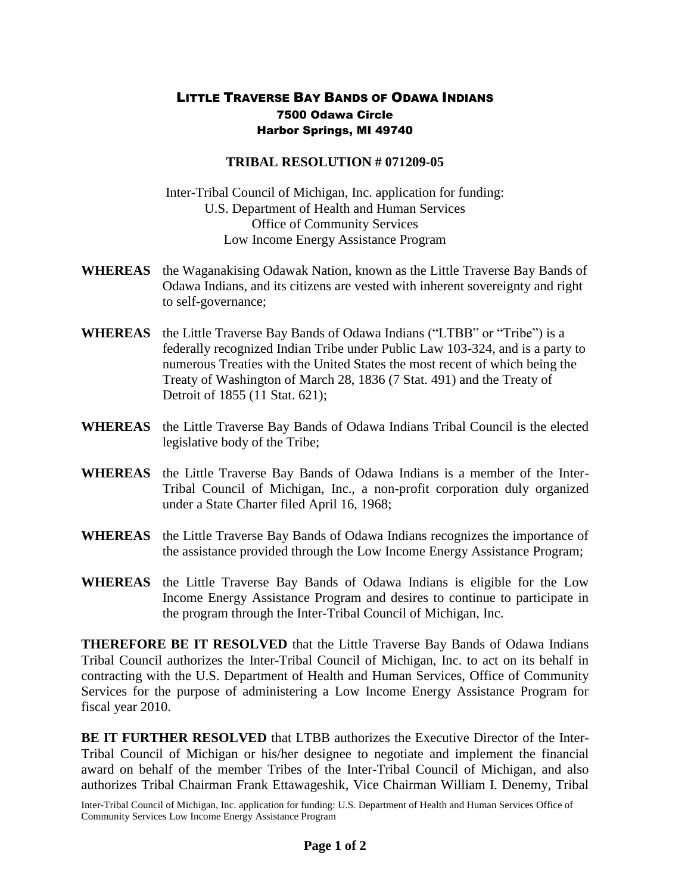# Little Traverse Bay Bands of Odawa Indians

**7500 Odawa Circle**
**Harbor Springs, MI 49740**

## TRIBAL RESOLUTION # 071209-05

Inter-Tribal Council of Michigan, Inc. application for funding:
U.S. Department of Health and Human Services
Office of Community Services
Low Income Energy Assistance Program

**WHEREAS** the Waganakising Odawak Nation, known as the Little Traverse Bay Bands of Odawa Indians, and its citizens are vested with inherent sovereignty and right to self-governance;

**WHEREAS** the Little Traverse Bay Bands of Odawa Indians ("LTBB" or "Tribe") is a federally recognized Indian Tribe under Public Law 103-324, and is a party to numerous Treaties with the United States the most recent of which being the Treaty of Washington of March 28, 1836 (7 Stat. 491) and the Treaty of Detroit of 1855 (11 Stat. 621);

**WHEREAS** the Little Traverse Bay Bands of Odawa Indians Tribal Council is the elected legislative body of the Tribe;

**WHEREAS** the Little Traverse Bay Bands of Odawa Indians is a member of the Inter-Tribal Council of Michigan, Inc., a non-profit corporation duly organized under a State Charter filed April 16, 1968;

**WHEREAS** the Little Traverse Bay Bands of Odawa Indians recognizes the importance of the assistance provided through the Low Income Energy Assistance Program;

**WHEREAS** the Little Traverse Bay Bands of Odawa Indians is eligible for the Low Income Energy Assistance Program and desires to continue to participate in the program through the Inter-Tribal Council of Michigan, Inc.

**THEREFORE BE IT RESOLVED** that the Little Traverse Bay Bands of Odawa Indians Tribal Council authorizes the Inter-Tribal Council of Michigan, Inc. to act on its behalf in contracting with the U.S. Department of Health and Human Services, Office of Community Services for the purpose of administering a Low Income Energy Assistance Program for fiscal year 2010.

**BE IT FURTHER RESOLVED** that LTBB authorizes the Executive Director of the Inter-Tribal Council of Michigan or his/her designee to negotiate and implement the financial award on behalf of the member Tribes of the Inter-Tribal Council of Michigan, and also authorizes Tribal Chairman Frank Ettawageshik, Vice Chairman William I. Denemy, Tribal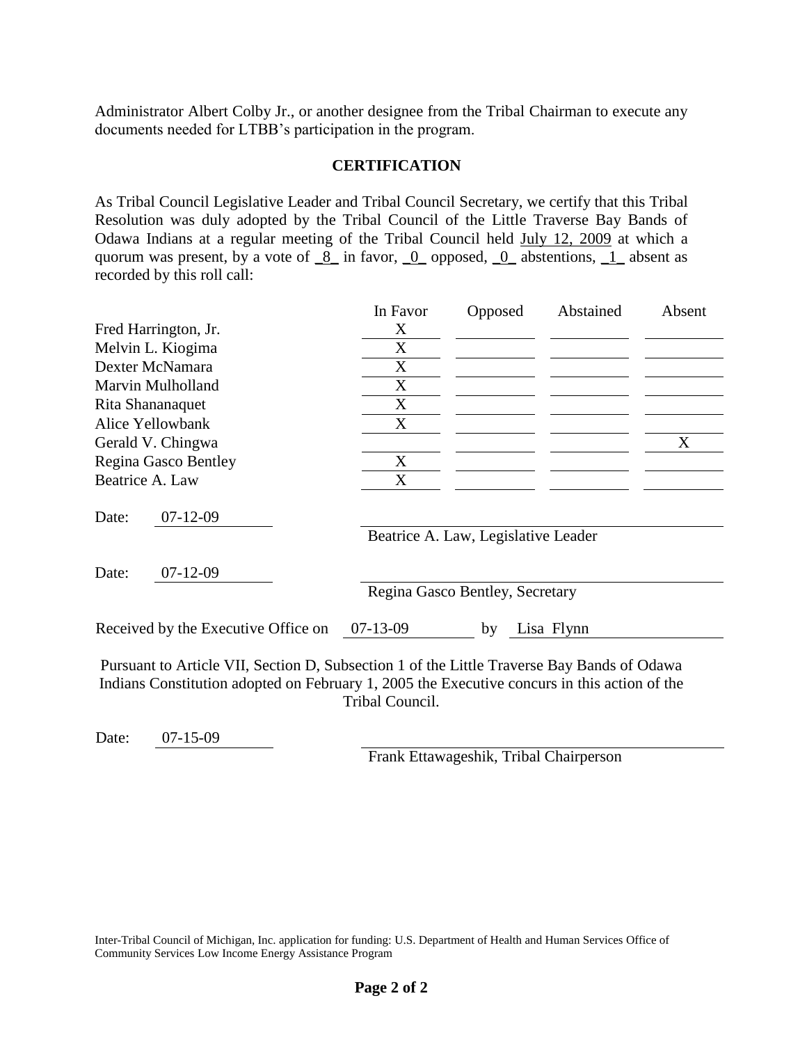Administrator Albert Colby Jr., or another designee from the Tribal Chairman to execute any documents needed for LTBB's participation in the program.

## CERTIFICATION

As Tribal Council Legislative Leader and Tribal Council Secretary, we certify that this Tribal Resolution was duly adopted by the Tribal Council of the Little Traverse Bay Bands of Odawa Indians at a regular meeting of the Tribal Council held July 12, 2009 at which a quorum was present, by a vote of _8_ in favor, _0_ opposed, _0_ abstentions, _1_ absent as recorded by this roll call:

| | In Favor | Opposed | Abstained | Absent |
|---|---|---|---|---|
| Fred Harrington, Jr. | X | | | |
| Melvin L. Kiogima | X | | | |
| Dexter McNamara | X | | | |
| Marvin Mulholland | X | | | |
| Rita Shananaquet | X | | | |
| Alice Yellowbank | X | | | |
| Gerald V. Chingwa | | | | X |
| Regina Gasco Bentley | X | | | |
| Beatrice A. Law | X | | | |

Date: 07-12-09

Beatrice A. Law, Legislative Leader

Date: 07-12-09

Regina Gasco Bentley, Secretary

Received by the Executive Office on 07-13-09 by Lisa Flynn

Pursuant to Article VII, Section D, Subsection 1 of the Little Traverse Bay Bands of Odawa Indians Constitution adopted on February 1, 2005 the Executive concurs in this action of the Tribal Council.

Date: 07-15-09

Frank Ettawageshik, Tribal Chairperson

Inter-Tribal Council of Michigan, Inc. application for funding: U.S. Department of Health and Human Services Office of Community Services Low Income Energy Assistance Program